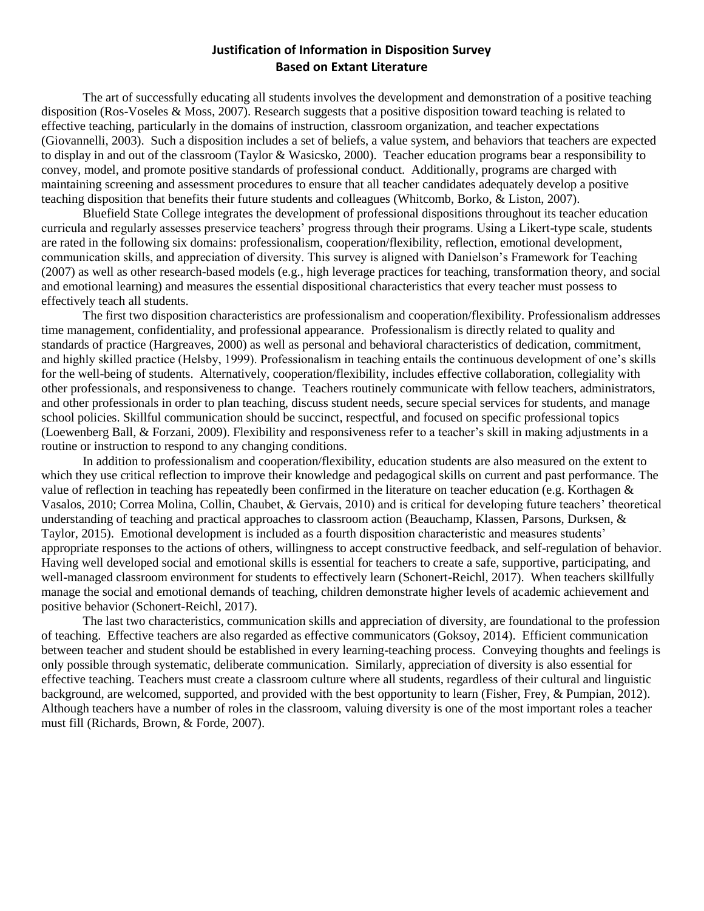## Justification of Information in Disposition Survey Based on Extant Literature

The art of successfully educating all students involves the development and demonstration of a positive teaching disposition (Ros-Voseles & Moss, 2007). Research suggests that a positive disposition toward teaching is related to effective teaching, particularly in the domains of instruction, classroom organization, and teacher expectations (Giovannelli, 2003). Such a disposition includes a set of beliefs, a value system, and behaviors that teachers are expected to display in and out of the classroom (Taylor & Wasicsko, 2000). Teacher education programs bear a responsibility to convey, model, and promote positive standards of professional conduct. Additionally, programs are charged with maintaining screening and assessment procedures to ensure that all teacher candidates adequately develop a positive teaching disposition that benefits their future students and colleagues (Whitcomb, Borko, & Liston, 2007).

Bluefield State College integrates the development of professional dispositions throughout its teacher education curricula and regularly assesses preservice teachers' progress through their programs. Using a Likert-type scale, students are rated in the following six domains: professionalism, cooperation/flexibility, reflection, emotional development, communication skills, and appreciation of diversity. This survey is aligned with Danielson's Framework for Teaching (2007) as well as other research-based models (e.g., high leverage practices for teaching, transformation theory, and social and emotional learning) and measures the essential dispositional characteristics that every teacher must possess to effectively teach all students.

The first two disposition characteristics are professionalism and cooperation/flexibility. Professionalism addresses time management, confidentiality, and professional appearance. Professionalism is directly related to quality and standards of practice (Hargreaves, 2000) as well as personal and behavioral characteristics of dedication, commitment, and highly skilled practice (Helsby, 1999). Professionalism in teaching entails the continuous development of one's skills for the well-being of students. Alternatively, cooperation/flexibility, includes effective collaboration, collegiality with other professionals, and responsiveness to change. Teachers routinely communicate with fellow teachers, administrators, and other professionals in order to plan teaching, discuss student needs, secure special services for students, and manage school policies. Skillful communication should be succinct, respectful, and focused on specific professional topics (Loewenberg Ball, & Forzani, 2009). Flexibility and responsiveness refer to a teacher's skill in making adjustments in a routine or instruction to respond to any changing conditions.

In addition to professionalism and cooperation/flexibility, education students are also measured on the extent to which they use critical reflection to improve their knowledge and pedagogical skills on current and past performance. The value of reflection in teaching has repeatedly been confirmed in the literature on teacher education (e.g. Korthagen & Vasalos, 2010; Correa Molina, Collin, Chaubet, & Gervais, 2010) and is critical for developing future teachers' theoretical understanding of teaching and practical approaches to classroom action (Beauchamp, Klassen, Parsons, Durksen, & Taylor, 2015). Emotional development is included as a fourth disposition characteristic and measures students' appropriate responses to the actions of others, willingness to accept constructive feedback, and self-regulation of behavior. Having well developed social and emotional skills is essential for teachers to create a safe, supportive, participating, and well-managed classroom environment for students to effectively learn (Schonert-Reichl, 2017). When teachers skillfully manage the social and emotional demands of teaching, children demonstrate higher levels of academic achievement and positive behavior (Schonert-Reichl, 2017).

The last two characteristics, communication skills and appreciation of diversity, are foundational to the profession of teaching. Effective teachers are also regarded as effective communicators (Goksoy, 2014). Efficient communication between teacher and student should be established in every learning-teaching process. Conveying thoughts and feelings is only possible through systematic, deliberate communication. Similarly, appreciation of diversity is also essential for effective teaching. Teachers must create a classroom culture where all students, regardless of their cultural and linguistic background, are welcomed, supported, and provided with the best opportunity to learn (Fisher, Frey, & Pumpian, 2012). Although teachers have a number of roles in the classroom, valuing diversity is one of the most important roles a teacher must fill (Richards, Brown, & Forde, 2007).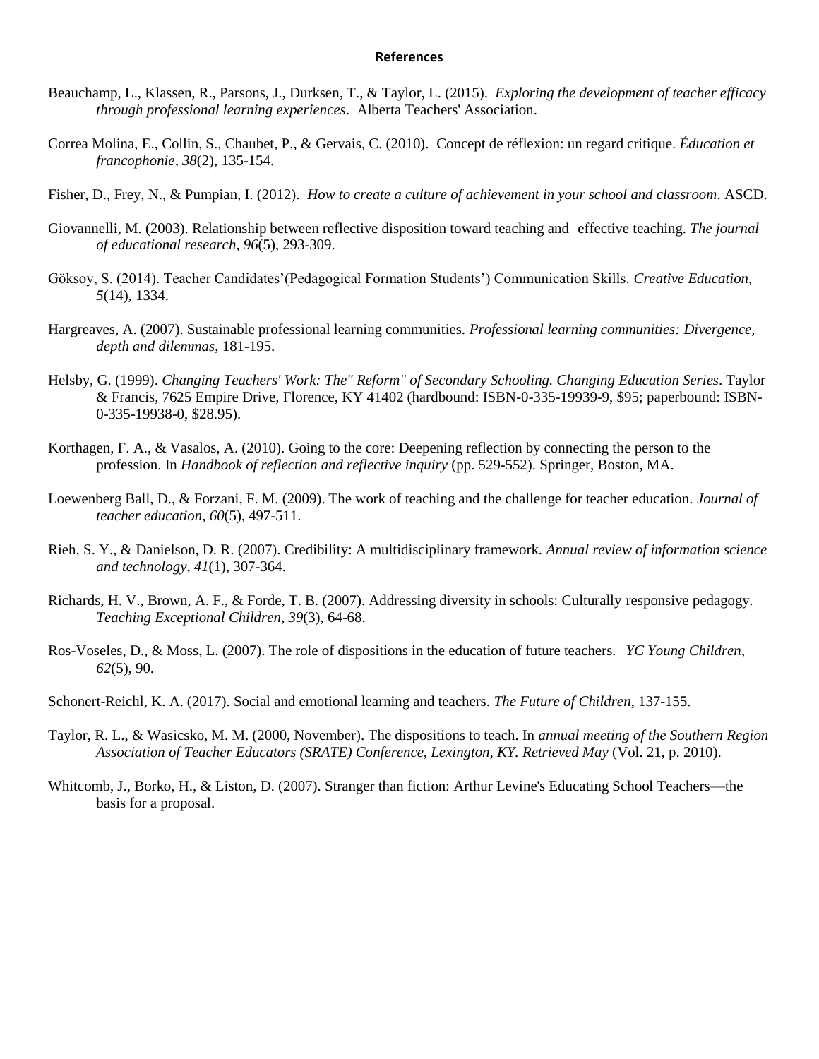**References**

Beauchamp, L., Klassen, R., Parsons, J., Durksen, T., & Taylor, L. (2015). *Exploring the development of teacher efficacy through professional learning experiences*. Alberta Teachers' Association.

Correa Molina, E., Collin, S., Chaubet, P., & Gervais, C. (2010). Concept de réflexion: un regard critique. *Éducation et francophonie*, *38*(2), 135-154.

Fisher, D., Frey, N., & Pumpian, I. (2012). *How to create a culture of achievement in your school and classroom*. ASCD.

Giovannelli, M. (2003). Relationship between reflective disposition toward teaching and effective teaching. *The journal of educational research*, *96*(5), 293-309.

Göksoy, S. (2014). Teacher Candidates'(Pedagogical Formation Students') Communication Skills. *Creative Education*, *5*(14), 1334.

Hargreaves, A. (2007). Sustainable professional learning communities. *Professional learning communities: Divergence, depth and dilemmas*, 181-195.

Helsby, G. (1999). *Changing Teachers' Work: The" Reform" of Secondary Schooling. Changing Education Series*. Taylor & Francis, 7625 Empire Drive, Florence, KY 41402 (hardbound: ISBN-0-335-19939-9, $95; paperbound: ISBN-0-335-19938-0, $28.95).

Korthagen, F. A., & Vasalos, A. (2010). Going to the core: Deepening reflection by connecting the person to the profession. In *Handbook of reflection and reflective inquiry* (pp. 529-552). Springer, Boston, MA.

Loewenberg Ball, D., & Forzani, F. M. (2009). The work of teaching and the challenge for teacher education. *Journal of teacher education*, *60*(5), 497-511.

Rieh, S. Y., & Danielson, D. R. (2007). Credibility: A multidisciplinary framework. *Annual review of information science and technology*, *41*(1), 307-364.

Richards, H. V., Brown, A. F., & Forde, T. B. (2007). Addressing diversity in schools: Culturally responsive pedagogy. *Teaching Exceptional Children*, *39*(3), 64-68.

Ros-Voseles, D., & Moss, L. (2007). The role of dispositions in the education of future teachers. *YC Young Children*, *62*(5), 90.

Schonert-Reichl, K. A. (2017). Social and emotional learning and teachers. *The Future of Children*, 137-155.

Taylor, R. L., & Wasicsko, M. M. (2000, November). The dispositions to teach. In *annual meeting of the Southern Region Association of Teacher Educators (SRATE) Conference, Lexington, KY. Retrieved May* (Vol. 21, p. 2010).

Whitcomb, J., Borko, H., & Liston, D. (2007). Stranger than fiction: Arthur Levine's Educating School Teachers—the basis for a proposal.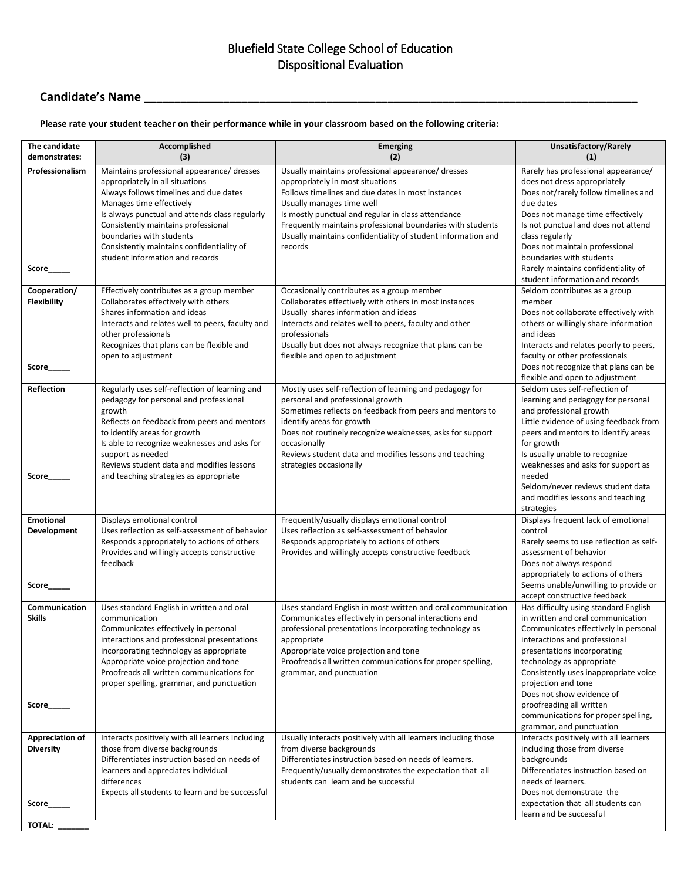# Bluefield State College School of Education
## Dispositional Evaluation

**Candidate's Name ____________________________________________________________________________**

**Please rate your student teacher on their performance while in your classroom based on the following criteria:**

| The candidate demonstrates: | Accomplished (3) | Emerging (2) | Unsatisfactory/Rarely (1) |
|---|---|---|---|
| **Professionalism**<br><br>**Score_____** | Maintains professional appearance/ dresses appropriately in all situations<br>Always follows timelines and due dates<br>Manages time effectively<br>Is always punctual and attends class regularly<br>Consistently maintains professional boundaries with students<br>Consistently maintains confidentiality of student information and records | Usually maintains professional appearance/ dresses appropriately in most situations<br>Follows timelines and due dates in most instances<br>Usually manages time well<br>Is mostly punctual and regular in class attendance<br>Frequently maintains professional boundaries with students<br>Usually maintains confidentiality of student information and records | Rarely has professional appearance/ does not dress appropriately<br>Does not/rarely follow timelines and due dates<br>Does not manage time effectively<br>Is not punctual and does not attend class regularly<br>Does not maintain professional boundaries with students<br>Rarely maintains confidentiality of student information and records |
| **Cooperation/ Flexibility**<br><br>**Score_____** | Effectively contributes as a group member<br>Collaborates effectively with others<br>Shares information and ideas<br>Interacts and relates well to peers, faculty and other professionals<br>Recognizes that plans can be flexible and open to adjustment | Occasionally contributes as a group member<br>Collaborates effectively with others in most instances<br>Usually shares information and ideas<br>Interacts and relates well to peers, faculty and other professionals<br>Usually but does not always recognize that plans can be flexible and open to adjustment | Seldom contributes as a group member<br>Does not collaborate effectively with others or willingly share information and ideas<br>Interacts and relates poorly to peers, faculty or other professionals<br>Does not recognize that plans can be flexible and open to adjustment |
| **Reflection**<br><br>**Score_____** | Regularly uses self-reflection of learning and pedagogy for personal and professional growth<br>Reflects on feedback from peers and mentors to identify areas for growth<br>Is able to recognize weaknesses and asks for support as needed<br>Reviews student data and modifies lessons and teaching strategies as appropriate | Mostly uses self-reflection of learning and pedagogy for personal and professional growth<br>Sometimes reflects on feedback from peers and mentors to identify areas for growth<br>Does not routinely recognize weaknesses, asks for support occasionally<br>Reviews student data and modifies lessons and teaching strategies occasionally | Seldom uses self-reflection of learning and pedagogy for personal and professional growth<br>Little evidence of using feedback from peers and mentors to identify areas for growth<br>Is usually unable to recognize weaknesses and asks for support as needed<br>Seldom/never reviews student data and modifies lessons and teaching strategies |
| **Emotional Development**<br><br>**Score_____** | Displays emotional control<br>Uses reflection as self-assessment of behavior<br>Responds appropriately to actions of others<br>Provides and willingly accepts constructive feedback | Frequently/usually displays emotional control<br>Uses reflection as self-assessment of behavior<br>Responds appropriately to actions of others<br>Provides and willingly accepts constructive feedback | Displays frequent lack of emotional control<br>Rarely seems to use reflection as self-assessment of behavior<br>Does not always respond appropriately to actions of others<br>Seems unable/unwilling to provide or accept constructive feedback |
| **Communication Skills**<br><br>**Score_____** | Uses standard English in written and oral communication<br>Communicates effectively in personal interactions and professional presentations incorporating technology as appropriate<br>Appropriate voice projection and tone<br>Proofreads all written communications for proper spelling, grammar, and punctuation | Uses standard English in most written and oral communication<br>Communicates effectively in personal interactions and professional presentations incorporating technology as appropriate<br>Appropriate voice projection and tone<br>Proofreads all written communications for proper spelling, grammar, and punctuation | Has difficulty using standard English in written and oral communication<br>Communicates effectively in personal interactions and professional presentations incorporating technology as appropriate<br>Consistently uses inappropriate voice projection and tone<br>Does not show evidence of proofreading all written communications for proper spelling, grammar, and punctuation |
| **Appreciation of Diversity**<br><br>**Score_____** | Interacts positively with all learners including those from diverse backgrounds<br>Differentiates instruction based on needs of learners and appreciates individual differences<br>Expects all students to learn and be successful | Usually interacts positively with all learners including those from diverse backgrounds<br>Differentiates instruction based on needs of learners.<br>Frequently/usually demonstrates the expectation that all students can learn and be successful | Interacts positively with all learners including those from diverse backgrounds<br>Differentiates instruction based on needs of learners.<br>Does not demonstrate the expectation that all students can learn and be successful |
| **TOTAL: _______** | | | |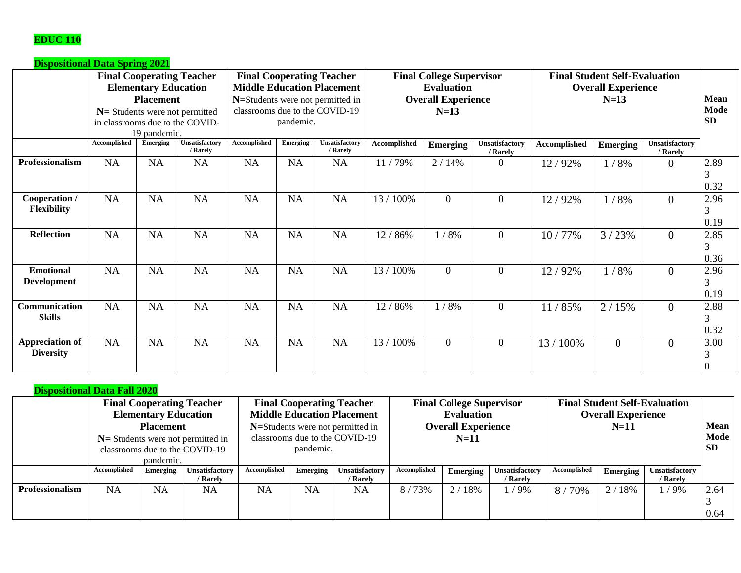**EDUC 110**

**Dispositional Data Spring 2021**

| | **Final Cooperating Teacher Elementary Education Placement** **N=** Students were not permitted in classrooms due to the COVID-19 pandemic. | | | **Final Cooperating Teacher Middle Education Placement** **N=**Students were not permitted in classrooms due to the COVID-19 pandemic. | | | **Final College Supervisor Evaluation Overall Experience N=13** | | | **Final Student Self-Evaluation Overall Experience N=13** | | | **Mean Mode SD** |
|---|---|---|---|---|---|---|---|---|---|---|---|---|---|
| | **Accomplished** | **Emerging** | **Unsatisfactory / Rarely** | **Accomplished** | **Emerging** | **Unsatisfactory / Rarely** | **Accomplished** | **Emerging** | **Unsatisfactory / Rarely** | **Accomplished** | **Emerging** | **Unsatisfactory / Rarely** | |
| **Professionalism** | NA | NA | NA | NA | NA | NA | 11 / 79% | 2 / 14% | 0 | 12 / 92% | 1 / 8% | 0 | 2.89 3 0.32 |
| **Cooperation / Flexibility** | NA | NA | NA | NA | NA | NA | 13 / 100% | 0 | 0 | 12 / 92% | 1 / 8% | 0 | 2.96 3 0.19 |
| **Reflection** | NA | NA | NA | NA | NA | NA | 12 / 86% | 1 / 8% | 0 | 10 / 77% | 3 / 23% | 0 | 2.85 3 0.36 |
| **Emotional Development** | NA | NA | NA | NA | NA | NA | 13 / 100% | 0 | 0 | 12 / 92% | 1 / 8% | 0 | 2.96 3 0.19 |
| **Communication Skills** | NA | NA | NA | NA | NA | NA | 12 / 86% | 1 / 8% | 0 | 11 / 85% | 2 / 15% | 0 | 2.88 3 0.32 |
| **Appreciation of Diversity** | NA | NA | NA | NA | NA | NA | 13 / 100% | 0 | 0 | 13 / 100% | 0 | 0 | 3.00 3 0 |

**Dispositional Data Fall 2020**

| | **Final Cooperating Teacher Elementary Education Placement** **N=** Students were not permitted in classrooms due to the COVID-19 pandemic. | | | **Final Cooperating Teacher Middle Education Placement** **N=**Students were not permitted in classrooms due to the COVID-19 pandemic. | | | **Final College Supervisor Evaluation Overall Experience N=11** | | | **Final Student Self-Evaluation Overall Experience N=11** | | | **Mean Mode SD** |
|---|---|---|---|---|---|---|---|---|---|---|---|---|---|
| | **Accomplished** | **Emerging** | **Unsatisfactory / Rarely** | **Accomplished** | **Emerging** | **Unsatisfactory / Rarely** | **Accomplished** | **Emerging** | **Unsatisfactory / Rarely** | **Accomplished** | **Emerging** | **Unsatisfactory / Rarely** | |
| **Professionalism** | NA | NA | NA | NA | NA | NA | 8 / 73% | 2 / 18% | 1 / 9% | 8 / 70% | 2 / 18% | 1 / 9% | 2.64 3 0.64 |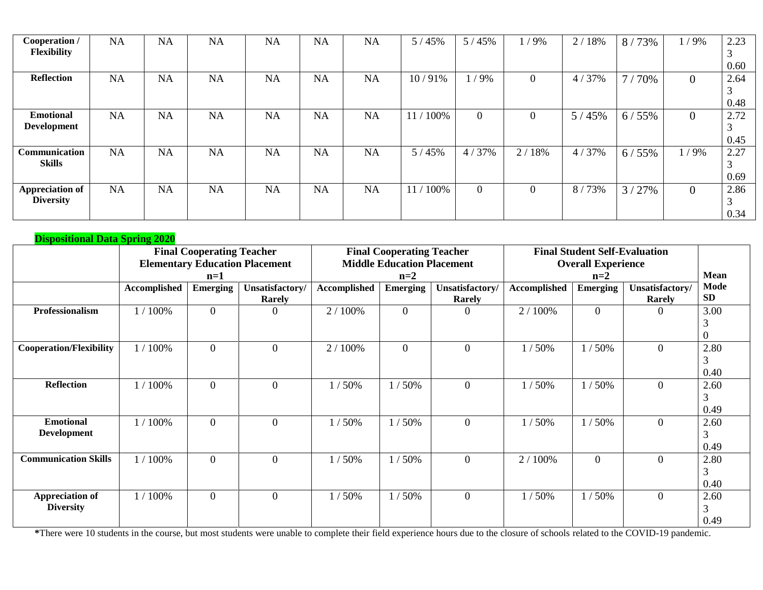| Cooperation / Flexibility | NA | NA | NA | NA | NA | NA | 5 / 45% | 5 / 45% | 1 / 9% | 2 / 18% | 8 / 73% | 1 / 9% | 2.23<br>3<br>0.60 |
|---|---|---|---|---|---|---|---|---|---|---|---|---|---|
| **Reflection** | NA | NA | NA | NA | NA | NA | 10 / 91% | 1 / 9% | 0 | 4 / 37% | 7 / 70% | 0 | 2.64<br>3<br>0.48 |
| **Emotional Development** | NA | NA | NA | NA | NA | NA | 11 / 100% | 0 | 0 | 5 / 45% | 6 / 55% | 0 | 2.72<br>3<br>0.45 |
| **Communication Skills** | NA | NA | NA | NA | NA | NA | 5 / 45% | 4 / 37% | 2 / 18% | 4 / 37% | 6 / 55% | 1 / 9% | 2.27<br>3<br>0.69 |
| **Appreciation of Diversity** | NA | NA | NA | NA | NA | NA | 11 / 100% | 0 | 0 | 8 / 73% | 3 / 27% | 0 | 2.86<br>3<br>0.34 |

**Dispositional Data Spring 2020**

| | **Final Cooperating Teacher Elementary Education Placement n=1** | | | **Final Cooperating Teacher Middle Education Placement n=2** | | | **Final Student Self-Evaluation Overall Experience n=2** | | | **Mean** |
|---|---|---|---|---|---|---|---|---|---|---|
| | **Accomplished** | **Emerging** | **Unsatisfactory/ Rarely** | **Accomplished** | **Emerging** | **Unsatisfactory/ Rarely** | **Accomplished** | **Emerging** | **Unsatisfactory/ Rarely** | **Mode SD** |
| **Professionalism** | 1 / 100% | 0 | 0 | 2 / 100% | 0 | 0 | 2 / 100% | 0 | 0 | 3.00<br>3<br>0 |
| **Cooperation/Flexibility** | 1 / 100% | 0 | 0 | 2 / 100% | 0 | 0 | 1 / 50% | 1 / 50% | 0 | 2.80<br>3<br>0.40 |
| **Reflection** | 1 / 100% | 0 | 0 | 1 / 50% | 1 / 50% | 0 | 1 / 50% | 1 / 50% | 0 | 2.60<br>3<br>0.49 |
| **Emotional Development** | 1 / 100% | 0 | 0 | 1 / 50% | 1 / 50% | 0 | 1 / 50% | 1 / 50% | 0 | 2.60<br>3<br>0.49 |
| **Communication Skills** | 1 / 100% | 0 | 0 | 1 / 50% | 1 / 50% | 0 | 2 / 100% | 0 | 0 | 2.80<br>3<br>0.40 |
| **Appreciation of Diversity** | 1 / 100% | 0 | 0 | 1 / 50% | 1 / 50% | 0 | 1 / 50% | 1 / 50% | 0 | 2.60<br>3<br>0.49 |

**\***There were 10 students in the course, but most students were unable to complete their field experience hours due to the closure of schools related to the COVID-19 pandemic.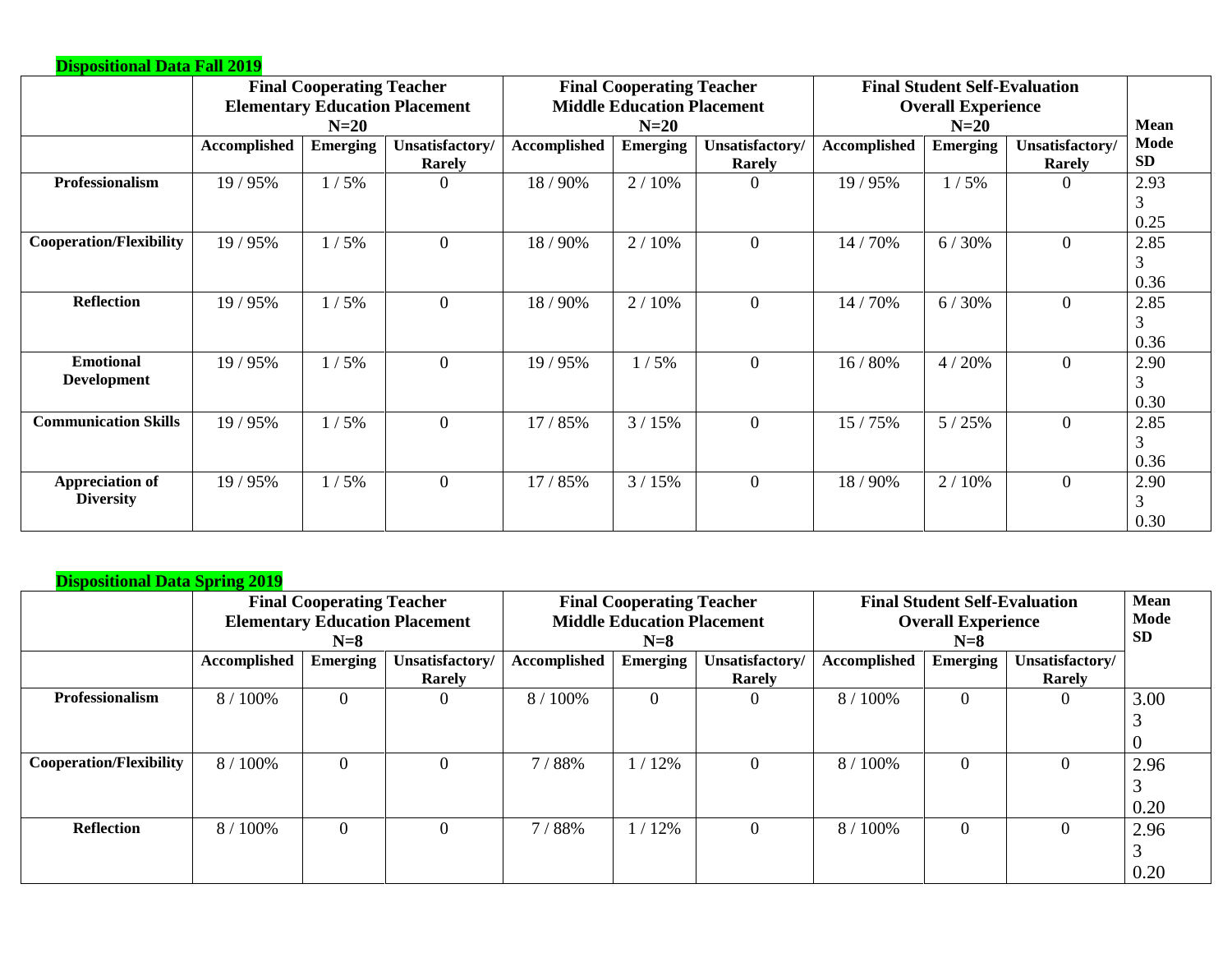**Dispositional Data Fall 2019**

| | Final Cooperating Teacher Elementary Education Placement N=20 | | | Final Cooperating Teacher Middle Education Placement N=20 | | | Final Student Self-Evaluation Overall Experience N=20 | | | Mean Mode SD |
|---|---|---|---|---|---|---|---|---|---|---|
| | Accomplished | Emerging | Unsatisfactory/ Rarely | Accomplished | Emerging | Unsatisfactory/ Rarely | Accomplished | Emerging | Unsatisfactory/ Rarely | |
| **Professionalism** | 19 / 95% | 1 / 5% | 0 | 18 / 90% | 2 / 10% | 0 | 19 / 95% | 1 / 5% | 0 | 2.93 3 0.25 |
| **Cooperation/Flexibility** | 19 / 95% | 1 / 5% | 0 | 18 / 90% | 2 / 10% | 0 | 14 / 70% | 6 / 30% | 0 | 2.85 3 0.36 |
| **Reflection** | 19 / 95% | 1 / 5% | 0 | 18 / 90% | 2 / 10% | 0 | 14 / 70% | 6 / 30% | 0 | 2.85 3 0.36 |
| **Emotional Development** | 19 / 95% | 1 / 5% | 0 | 19 / 95% | 1 / 5% | 0 | 16 / 80% | 4 / 20% | 0 | 2.90 3 0.30 |
| **Communication Skills** | 19 / 95% | 1 / 5% | 0 | 17 / 85% | 3 / 15% | 0 | 15 / 75% | 5 / 25% | 0 | 2.85 3 0.36 |
| **Appreciation of Diversity** | 19 / 95% | 1 / 5% | 0 | 17 / 85% | 3 / 15% | 0 | 18 / 90% | 2 / 10% | 0 | 2.90 3 0.30 |

**Dispositional Data Spring 2019**

| | Final Cooperating Teacher Elementary Education Placement N=8 | | | Final Cooperating Teacher Middle Education Placement N=8 | | | Final Student Self-Evaluation Overall Experience N=8 | | | Mean Mode SD |
|---|---|---|---|---|---|---|---|---|---|---|
| | Accomplished | Emerging | Unsatisfactory/ Rarely | Accomplished | Emerging | Unsatisfactory/ Rarely | Accomplished | Emerging | Unsatisfactory/ Rarely | |
| **Professionalism** | 8 / 100% | 0 | 0 | 8 / 100% | 0 | 0 | 8 / 100% | 0 | 0 | 3.00 3 0 |
| **Cooperation/Flexibility** | 8 / 100% | 0 | 0 | 7 / 88% | 1 / 12% | 0 | 8 / 100% | 0 | 0 | 2.96 3 0.20 |
| **Reflection** | 8 / 100% | 0 | 0 | 7 / 88% | 1 / 12% | 0 | 8 / 100% | 0 | 0 | 2.96 3 0.20 |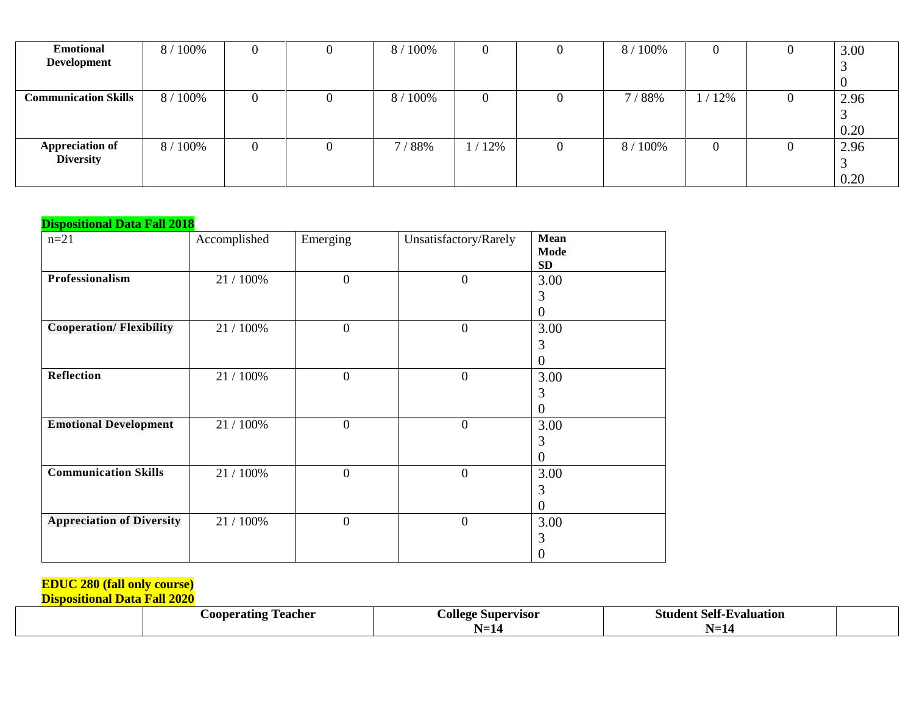| | | | | | | | | | | |
|---|---|---|---|---|---|---|---|---|---|---|
| **Emotional Development** | 8 / 100% | 0 | 0 | 8 / 100% | 0 | 0 | 8 / 100% | 0 | 0 | 3.00<br>3<br>0 |
| **Communication Skills** | 8 / 100% | 0 | 0 | 8 / 100% | 0 | 0 | 7 / 88% | 1 / 12% | 0 | 2.96<br>3<br>0.20 |
| **Appreciation of Diversity** | 8 / 100% | 0 | 0 | 7 / 88% | 1 / 12% | 0 | 8 / 100% | 0 | 0 | 2.96<br>3<br>0.20 |

**Dispositional Data Fall 2018**

| n=21 | Accomplished | Emerging | Unsatisfactory/Rarely | **Mean**<br>**Mode**<br>**SD** |
|---|---|---|---|---|
| **Professionalism** | 21 / 100% | 0 | 0 | 3.00<br>3<br>0 |
| **Cooperation/ Flexibility** | 21 / 100% | 0 | 0 | 3.00<br>3<br>0 |
| **Reflection** | 21 / 100% | 0 | 0 | 3.00<br>3<br>0 |
| **Emotional Development** | 21 / 100% | 0 | 0 | 3.00<br>3<br>0 |
| **Communication Skills** | 21 / 100% | 0 | 0 | 3.00<br>3<br>0 |
| **Appreciation of Diversity** | 21 / 100% | 0 | 0 | 3.00<br>3<br>0 |

**EDUC 280 (fall only course)**
**Dispositional Data Fall 2020**

| | **Cooperating Teacher** | **College Supervisor N=14** | **Student Self-Evaluation N=14** | |
|---|---|---|---|---|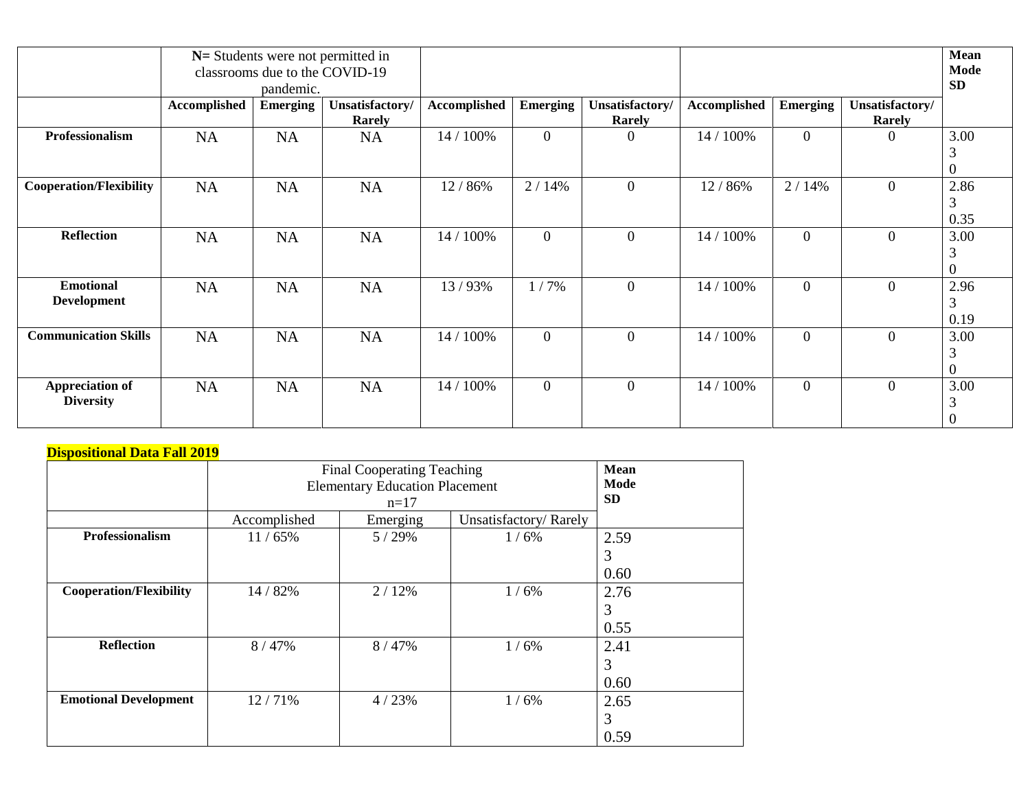| | N= Students were not permitted in classrooms due to the COVID-19 pandemic. | | | | | | | | | Mean Mode SD |
|---|---|---|---|---|---|---|---|---|---|---|
| | **Accomplished** | **Emerging** | **Unsatisfactory/ Rarely** | **Accomplished** | **Emerging** | **Unsatisfactory/ Rarely** | **Accomplished** | **Emerging** | **Unsatisfactory/ Rarely** | |
| **Professionalism** | NA | NA | NA | 14 / 100% | 0 | 0 | 14 / 100% | 0 | 0 | 3.00<br>3<br>0 |
| **Cooperation/Flexibility** | NA | NA | NA | 12 / 86% | 2 / 14% | 0 | 12 / 86% | 2 / 14% | 0 | 2.86<br>3<br>0.35 |
| **Reflection** | NA | NA | NA | 14 / 100% | 0 | 0 | 14 / 100% | 0 | 0 | 3.00<br>3<br>0 |
| **Emotional Development** | NA | NA | NA | 13 / 93% | 1 / 7% | 0 | 14 / 100% | 0 | 0 | 2.96<br>3<br>0.19 |
| **Communication Skills** | NA | NA | NA | 14 / 100% | 0 | 0 | 14 / 100% | 0 | 0 | 3.00<br>3<br>0 |
| **Appreciation of Diversity** | NA | NA | NA | 14 / 100% | 0 | 0 | 14 / 100% | 0 | 0 | 3.00<br>3<br>0 |

**Dispositional Data Fall 2019**

| | Final Cooperating Teaching Elementary Education Placement n=17 | | | **Mean Mode SD** |
|---|---|---|---|---|
| | Accomplished | Emerging | Unsatisfactory/ Rarely | |
| **Professionalism** | 11 / 65% | 5 / 29% | 1 / 6% | 2.59<br>3<br>0.60 |
| **Cooperation/Flexibility** | 14 / 82% | 2 / 12% | 1 / 6% | 2.76<br>3<br>0.55 |
| **Reflection** | 8 / 47% | 8 / 47% | 1 / 6% | 2.41<br>3<br>0.60 |
| **Emotional Development** | 12 / 71% | 4 / 23% | 1 / 6% | 2.65<br>3<br>0.59 |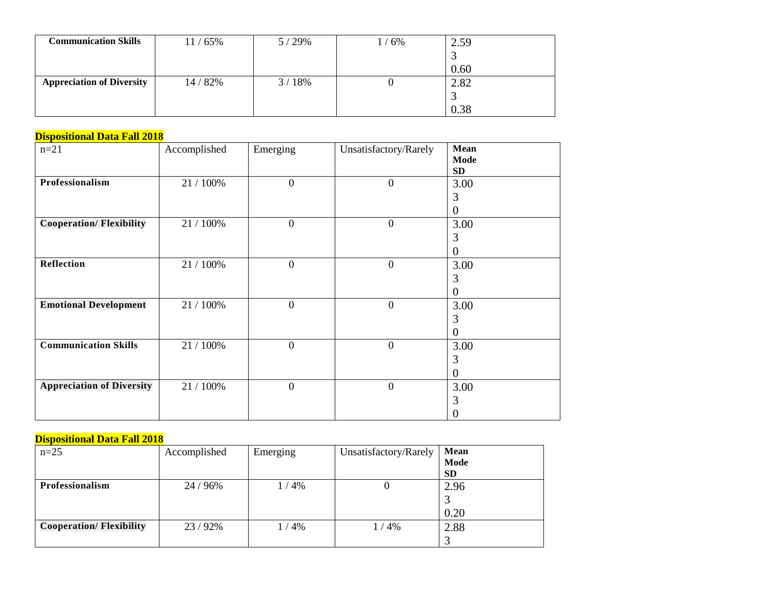| | | | | |
|---|---|---|---|---|
| **Communication Skills** | 11 / 65% | 5 / 29% | 1 / 6% | 2.59<br>3<br>0.60 |
| **Appreciation of Diversity** | 14 / 82% | 3 / 18% | 0 | 2.82<br>3<br>0.38 |

**Dispositional Data Fall 2018**

| n=21 | Accomplished | Emerging | Unsatisfactory/Rarely | **Mean**<br>**Mode**<br>**SD** |
|---|---|---|---|---|
| **Professionalism** | 21 / 100% | 0 | 0 | 3.00<br>3<br>0 |
| **Cooperation/ Flexibility** | 21 / 100% | 0 | 0 | 3.00<br>3<br>0 |
| **Reflection** | 21 / 100% | 0 | 0 | 3.00<br>3<br>0 |
| **Emotional Development** | 21 / 100% | 0 | 0 | 3.00<br>3<br>0 |
| **Communication Skills** | 21 / 100% | 0 | 0 | 3.00<br>3<br>0 |
| **Appreciation of Diversity** | 21 / 100% | 0 | 0 | 3.00<br>3<br>0 |

**Dispositional Data Fall 2018**

| n=25 | Accomplished | Emerging | Unsatisfactory/Rarely | **Mean**<br>**Mode**<br>**SD** |
|---|---|---|---|---|
| **Professionalism** | 24 / 96% | 1 / 4% | 0 | 2.96<br>3<br>0.20 |
| **Cooperation/ Flexibility** | 23 / 92% | 1 / 4% | 1 / 4% | 2.88<br>3 |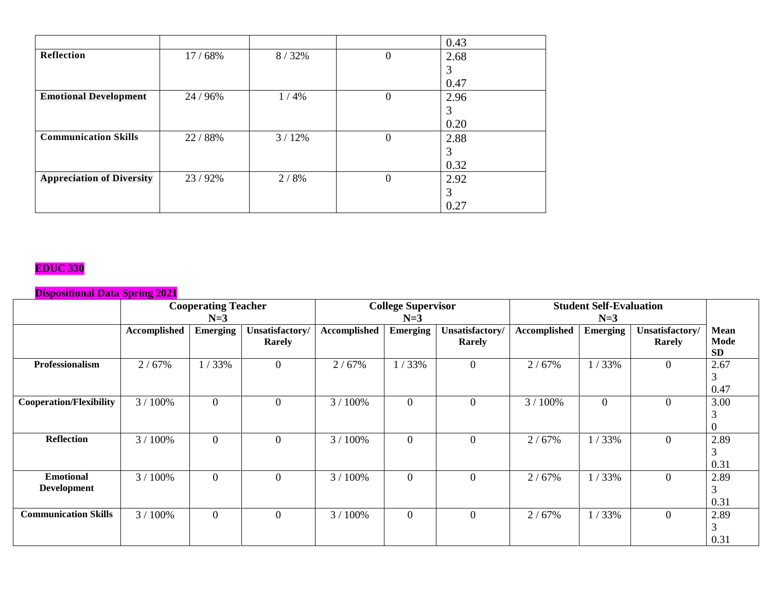| | | | | |
|---|---|---|---|---|
| | | | | 0.43 |
| **Reflection** | 17 / 68% | 8 / 32% | 0 | 2.68<br>3<br>0.47 |
| **Emotional Development** | 24 / 96% | 1 / 4% | 0 | 2.96<br>3<br>0.20 |
| **Communication Skills** | 22 / 88% | 3 / 12% | 0 | 2.88<br>3<br>0.32 |
| **Appreciation of Diversity** | 23 / 92% | 2 / 8% | 0 | 2.92<br>3<br>0.27 |

**EDUC 330**

**Dispositional Data Spring 2021**

| | **Cooperating Teacher N=3** | | | **College Supervisor N=3** | | | **Student Self-Evaluation N=3** | | | |
|---|---|---|---|---|---|---|---|---|---|---|
| | **Accomplished** | **Emerging** | **Unsatisfactory/ Rarely** | **Accomplished** | **Emerging** | **Unsatisfactory/ Rarely** | **Accomplished** | **Emerging** | **Unsatisfactory/ Rarely** | **Mean Mode SD** |
| **Professionalism** | 2 / 67% | 1 / 33% | 0 | 2 / 67% | 1 / 33% | 0 | 2 / 67% | 1 / 33% | 0 | 2.67<br>3<br>0.47 |
| **Cooperation/Flexibility** | 3 / 100% | 0 | 0 | 3 / 100% | 0 | 0 | 3 / 100% | 0 | 0 | 3.00<br>3<br>0 |
| **Reflection** | 3 / 100% | 0 | 0 | 3 / 100% | 0 | 0 | 2 / 67% | 1 / 33% | 0 | 2.89<br>3<br>0.31 |
| **Emotional Development** | 3 / 100% | 0 | 0 | 3 / 100% | 0 | 0 | 2 / 67% | 1 / 33% | 0 | 2.89<br>3<br>0.31 |
| **Communication Skills** | 3 / 100% | 0 | 0 | 3 / 100% | 0 | 0 | 2 / 67% | 1 / 33% | 0 | 2.89<br>3<br>0.31 |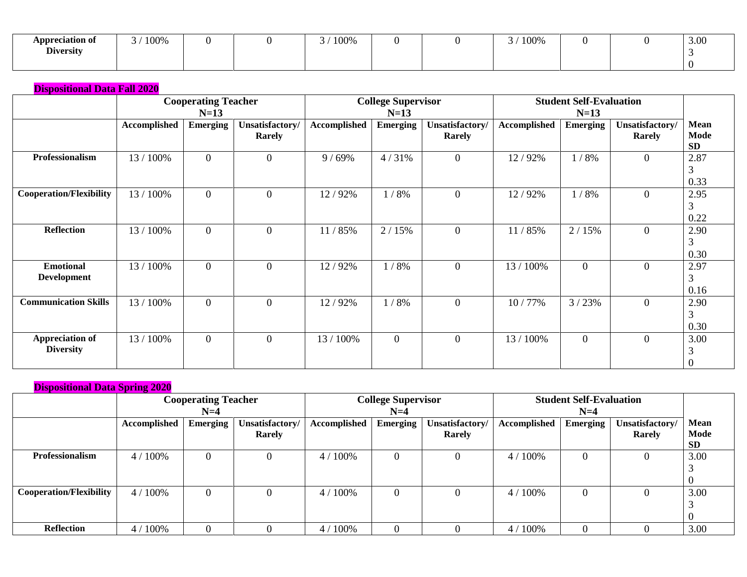| | | | | | | | | | | |
|---|---|---|---|---|---|---|---|---|---|---|
| **Appreciation of Diversity** | 3 / 100% | 0 | 0 | 3 / 100% | 0 | 0 | 3 / 100% | 0 | 0 | 3.00<br>3<br>0 |

**Dispositional Data Fall 2020**

| | **Cooperating Teacher N=13** | | | **College Supervisor N=13** | | | **Student Self-Evaluation N=13** | | | |
|---|---|---|---|---|---|---|---|---|---|---|
| | **Accomplished** | **Emerging** | **Unsatisfactory/ Rarely** | **Accomplished** | **Emerging** | **Unsatisfactory/ Rarely** | **Accomplished** | **Emerging** | **Unsatisfactory/ Rarely** | **Mean Mode SD** |
| **Professionalism** | 13 / 100% | 0 | 0 | 9 / 69% | 4 / 31% | 0 | 12 / 92% | 1 / 8% | 0 | 2.87<br>3<br>0.33 |
| **Cooperation/Flexibility** | 13 / 100% | 0 | 0 | 12 / 92% | 1 / 8% | 0 | 12 / 92% | 1 / 8% | 0 | 2.95<br>3<br>0.22 |
| **Reflection** | 13 / 100% | 0 | 0 | 11 / 85% | 2 / 15% | 0 | 11 / 85% | 2 / 15% | 0 | 2.90<br>3<br>0.30 |
| **Emotional Development** | 13 / 100% | 0 | 0 | 12 / 92% | 1 / 8% | 0 | 13 / 100% | 0 | 0 | 2.97<br>3<br>0.16 |
| **Communication Skills** | 13 / 100% | 0 | 0 | 12 / 92% | 1 / 8% | 0 | 10 / 77% | 3 / 23% | 0 | 2.90<br>3<br>0.30 |
| **Appreciation of Diversity** | 13 / 100% | 0 | 0 | 13 / 100% | 0 | 0 | 13 / 100% | 0 | 0 | 3.00<br>3<br>0 |

**Dispositional Data Spring 2020**

| | **Cooperating Teacher N=4** | | | **College Supervisor N=4** | | | **Student Self-Evaluation N=4** | | | |
|---|---|---|---|---|---|---|---|---|---|---|
| | **Accomplished** | **Emerging** | **Unsatisfactory/ Rarely** | **Accomplished** | **Emerging** | **Unsatisfactory/ Rarely** | **Accomplished** | **Emerging** | **Unsatisfactory/ Rarely** | **Mean Mode SD** |
| **Professionalism** | 4 / 100% | 0 | 0 | 4 / 100% | 0 | 0 | 4 / 100% | 0 | 0 | 3.00<br>3<br>0 |
| **Cooperation/Flexibility** | 4 / 100% | 0 | 0 | 4 / 100% | 0 | 0 | 4 / 100% | 0 | 0 | 3.00<br>3<br>0 |
| **Reflection** | 4 / 100% | 0 | 0 | 4 / 100% | 0 | 0 | 4 / 100% | 0 | 0 | 3.00 |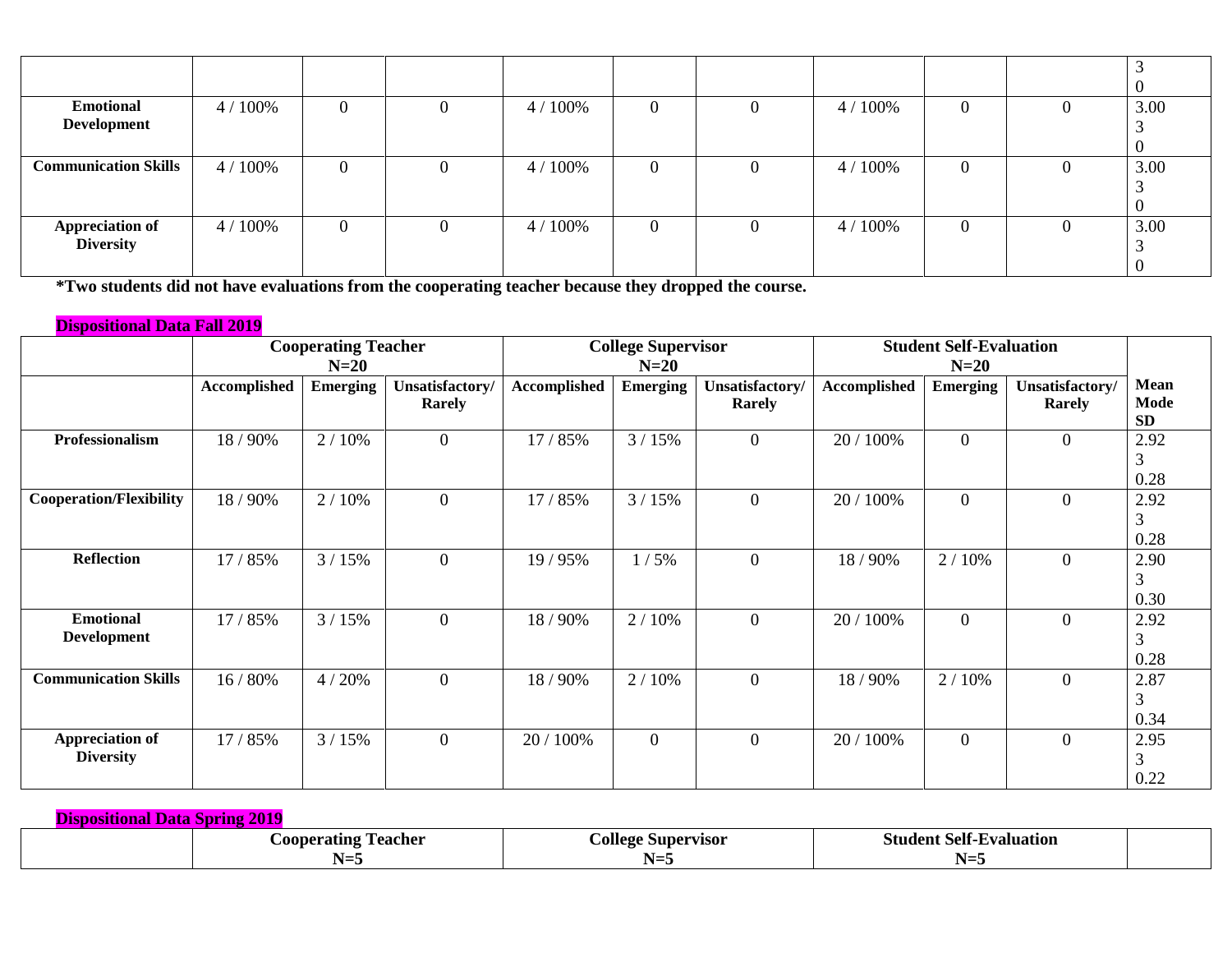| | | | | | | | | | | |
|---|---|---|---|---|---|---|---|---|---|---|
| | | | | | | | | | | 3<br>0 |
| **Emotional Development** | 4 / 100% | 0 | 0 | 4 / 100% | 0 | 0 | 4 / 100% | 0 | 0 | 3.00<br>3<br>0 |
| **Communication Skills** | 4 / 100% | 0 | 0 | 4 / 100% | 0 | 0 | 4 / 100% | 0 | 0 | 3.00<br>3<br>0 |
| **Appreciation of Diversity** | 4 / 100% | 0 | 0 | 4 / 100% | 0 | 0 | 4 / 100% | 0 | 0 | 3.00<br>3<br>0 |

**\*Two students did not have evaluations from the cooperating teacher because they dropped the course.**

**Dispositional Data Fall 2019**

| | Cooperating Teacher N=20 | | | College Supervisor N=20 | | | Student Self-Evaluation N=20 | | | |
|---|---|---|---|---|---|---|---|---|---|---|
| | **Accomplished** | **Emerging** | **Unsatisfactory/ Rarely** | **Accomplished** | **Emerging** | **Unsatisfactory/ Rarely** | **Accomplished** | **Emerging** | **Unsatisfactory/ Rarely** | **Mean Mode SD** |
| **Professionalism** | 18 / 90% | 2 / 10% | 0 | 17 / 85% | 3 / 15% | 0 | 20 / 100% | 0 | 0 | 2.92<br>3<br>0.28 |
| **Cooperation/Flexibility** | 18 / 90% | 2 / 10% | 0 | 17 / 85% | 3 / 15% | 0 | 20 / 100% | 0 | 0 | 2.92<br>3<br>0.28 |
| **Reflection** | 17 / 85% | 3 / 15% | 0 | 19 / 95% | 1 / 5% | 0 | 18 / 90% | 2 / 10% | 0 | 2.90<br>3<br>0.30 |
| **Emotional Development** | 17 / 85% | 3 / 15% | 0 | 18 / 90% | 2 / 10% | 0 | 20 / 100% | 0 | 0 | 2.92<br>3<br>0.28 |
| **Communication Skills** | 16 / 80% | 4 / 20% | 0 | 18 / 90% | 2 / 10% | 0 | 18 / 90% | 2 / 10% | 0 | 2.87<br>3<br>0.34 |
| **Appreciation of Diversity** | 17 / 85% | 3 / 15% | 0 | 20 / 100% | 0 | 0 | 20 / 100% | 0 | 0 | 2.95<br>3<br>0.22 |

**Dispositional Data Spring 2019**

| | Cooperating Teacher N=5 | College Supervisor N=5 | Student Self-Evaluation N=5 | |
|---|---|---|---|---|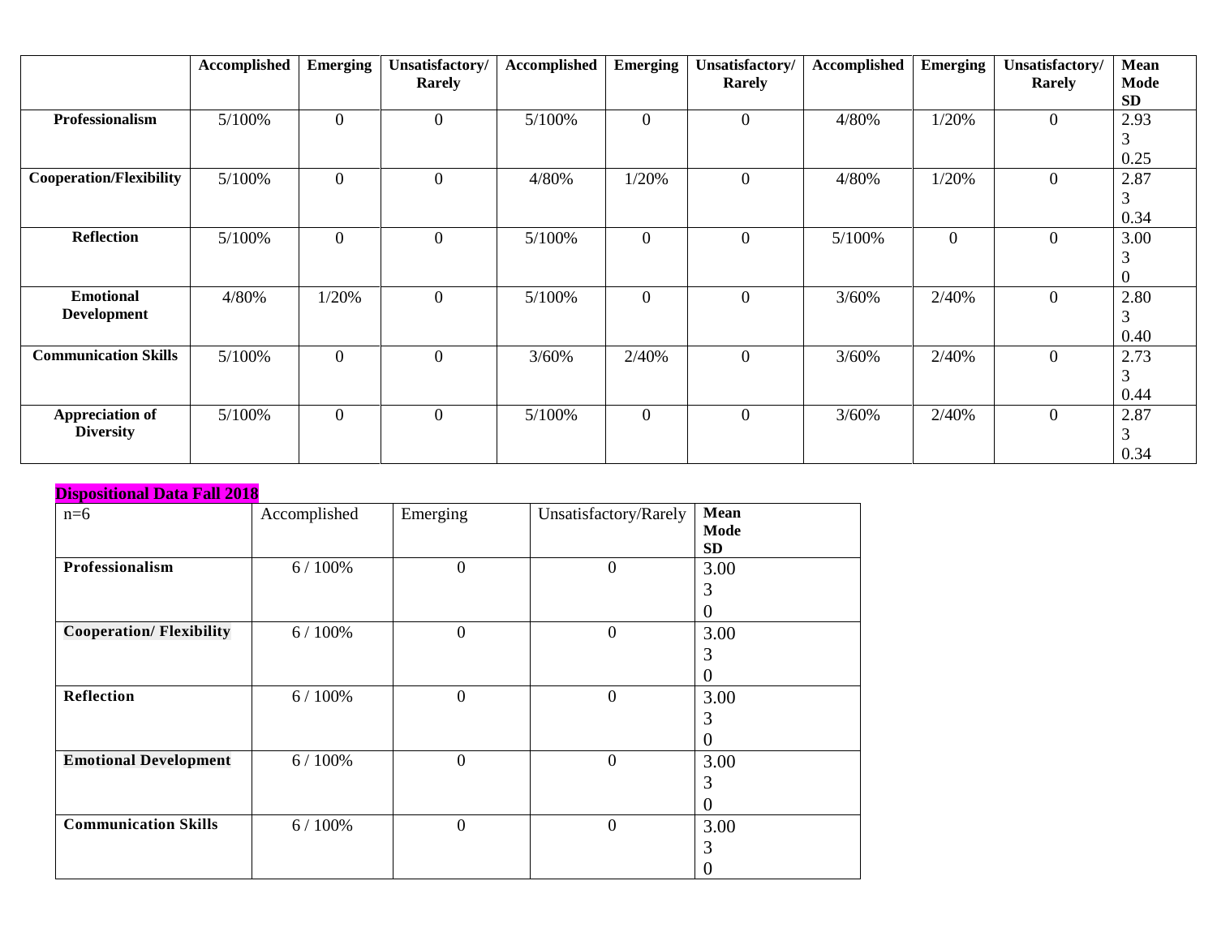| | Accomplished | Emerging | Unsatisfactory/ Rarely | Accomplished | Emerging | Unsatisfactory/ Rarely | Accomplished | Emerging | Unsatisfactory/ Rarely | Mean Mode SD |
|---|---|---|---|---|---|---|---|---|---|---|
| **Professionalism** | 5/100% | 0 | 0 | 5/100% | 0 | 0 | 4/80% | 1/20% | 0 | 2.93<br>3<br>0.25 |
| **Cooperation/Flexibility** | 5/100% | 0 | 0 | 4/80% | 1/20% | 0 | 4/80% | 1/20% | 0 | 2.87<br>3<br>0.34 |
| **Reflection** | 5/100% | 0 | 0 | 5/100% | 0 | 0 | 5/100% | 0 | 0 | 3.00<br>3<br>0 |
| **Emotional Development** | 4/80% | 1/20% | 0 | 5/100% | 0 | 0 | 3/60% | 2/40% | 0 | 2.80<br>3<br>0.40 |
| **Communication Skills** | 5/100% | 0 | 0 | 3/60% | 2/40% | 0 | 3/60% | 2/40% | 0 | 2.73<br>3<br>0.44 |
| **Appreciation of Diversity** | 5/100% | 0 | 0 | 5/100% | 0 | 0 | 3/60% | 2/40% | 0 | 2.87<br>3<br>0.34 |

**Dispositional Data Fall 2018**

| n=6 | Accomplished | Emerging | Unsatisfactory/Rarely | Mean Mode SD |
|---|---|---|---|---|
| **Professionalism** | 6 / 100% | 0 | 0 | 3.00<br>3<br>0 |
| **Cooperation/ Flexibility** | 6 / 100% | 0 | 0 | 3.00<br>3<br>0 |
| **Reflection** | 6 / 100% | 0 | 0 | 3.00<br>3<br>0 |
| **Emotional Development** | 6 / 100% | 0 | 0 | 3.00<br>3<br>0 |
| **Communication Skills** | 6 / 100% | 0 | 0 | 3.00<br>3<br>0 |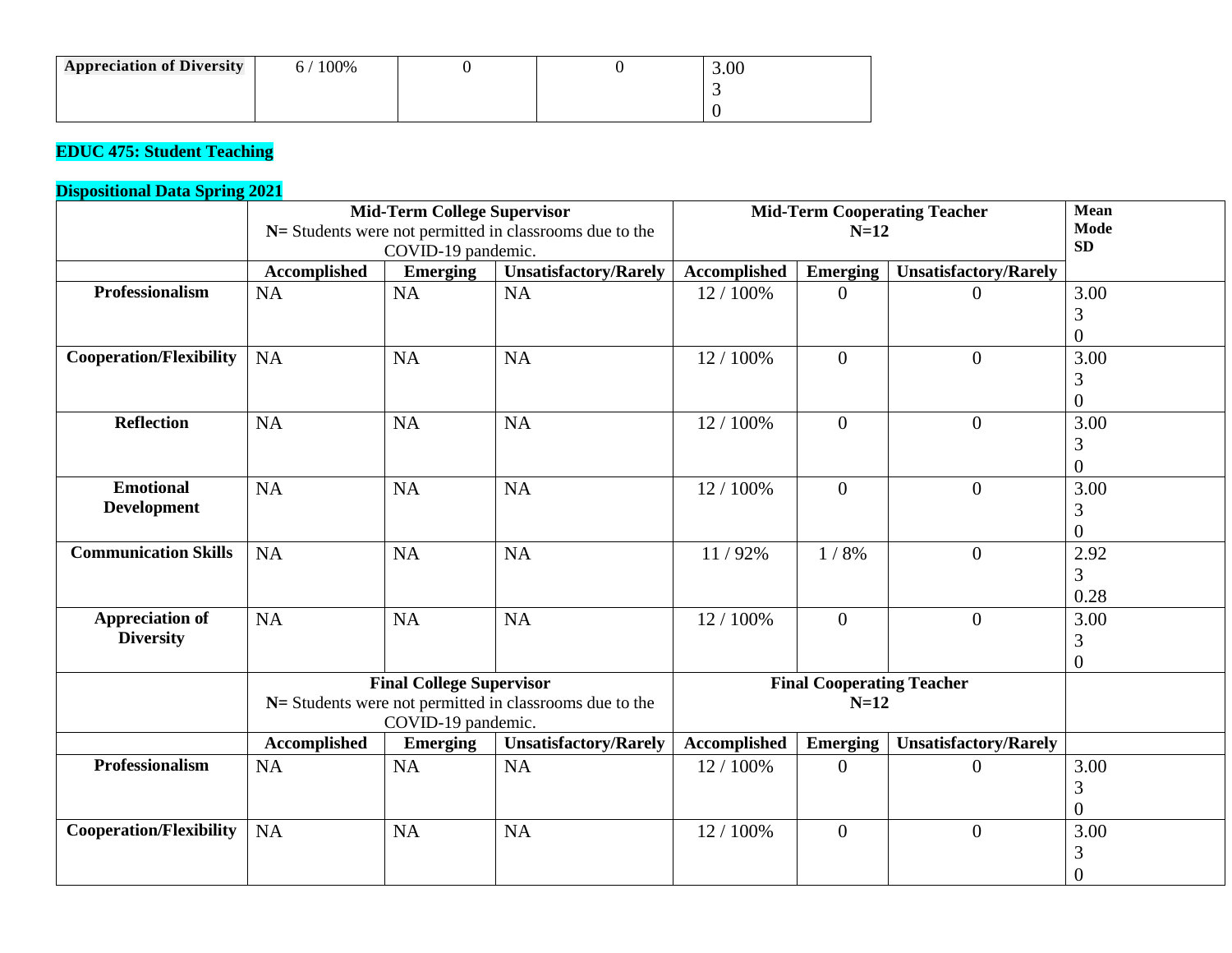| Appreciation of Diversity | 6 / 100% | 0 | 0 | 3.00<br>3<br>0 |
|---|---|---|---|---|

**EDUC 475: Student Teaching**

**Dispositional Data Spring 2021**

| | Mid-Term College Supervisor<br>**N=** Students were not permitted in classrooms due to the COVID-19 pandemic. | | | Mid-Term Cooperating Teacher<br>N=12 | | | Mean<br>Mode<br>SD |
|---|---|---|---|---|---|---|---|
| | **Accomplished** | **Emerging** | **Unsatisfactory/Rarely** | **Accomplished** | **Emerging** | **Unsatisfactory/Rarely** | |
| **Professionalism** | NA | NA | NA | 12 / 100% | 0 | 0 | 3.00<br>3<br>0 |
| **Cooperation/Flexibility** | NA | NA | NA | 12 / 100% | 0 | 0 | 3.00<br>3<br>0 |
| **Reflection** | NA | NA | NA | 12 / 100% | 0 | 0 | 3.00<br>3<br>0 |
| **Emotional Development** | NA | NA | NA | 12 / 100% | 0 | 0 | 3.00<br>3<br>0 |
| **Communication Skills** | NA | NA | NA | 11 / 92% | 1 / 8% | 0 | 2.92<br>3<br>0.28 |
| **Appreciation of Diversity** | NA | NA | NA | 12 / 100% | 0 | 0 | 3.00<br>3<br>0 |
| | **Final College Supervisor**<br>**N=** Students were not permitted in classrooms due to the COVID-19 pandemic. | | | **Final Cooperating Teacher**<br>**N=12** | | | |
| | **Accomplished** | **Emerging** | **Unsatisfactory/Rarely** | **Accomplished** | **Emerging** | **Unsatisfactory/Rarely** | |
| **Professionalism** | NA | NA | NA | 12 / 100% | 0 | 0 | 3.00<br>3<br>0 |
| **Cooperation/Flexibility** | NA | NA | NA | 12 / 100% | 0 | 0 | 3.00<br>3<br>0 |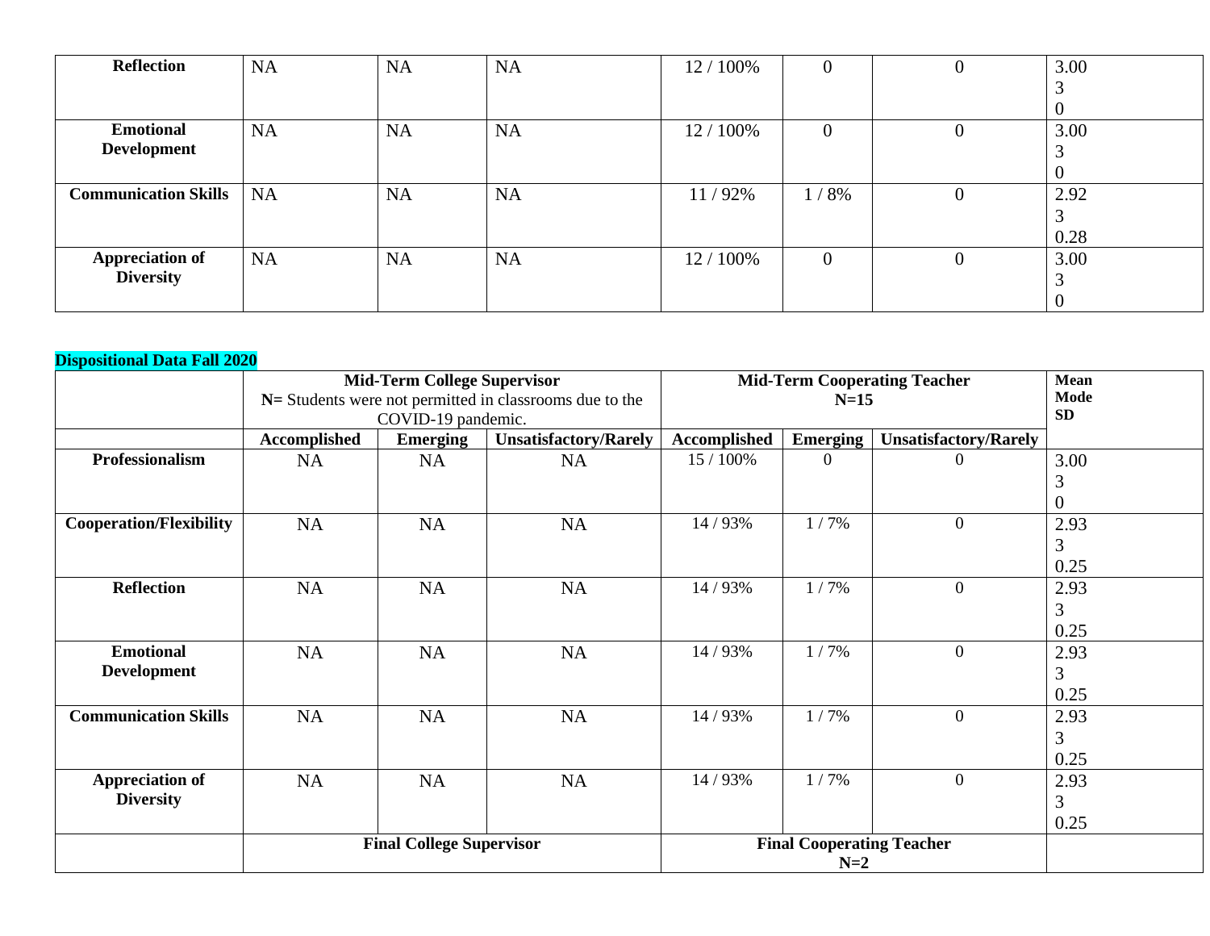| Reflection | NA | NA | NA | 12 / 100% | 0 | 0 | 3.00<br>3<br>0 |
|---|---|---|---|---|---|---|---|
| Emotional Development | NA | NA | NA | 12 / 100% | 0 | 0 | 3.00<br>3<br>0 |
| Communication Skills | NA | NA | NA | 11 / 92% | 1 / 8% | 0 | 2.92<br>3<br>0.28 |
| Appreciation of Diversity | NA | NA | NA | 12 / 100% | 0 | 0 | 3.00<br>3<br>0 |

**Dispositional Data Fall 2020**

| | Mid-Term College Supervisor<br>**N=** Students were not permitted in classrooms due to the COVID-19 pandemic. | | | Mid-Term Cooperating Teacher<br>N=15 | | | Mean<br>Mode<br>SD |
|---|---|---|---|---|---|---|---|
| | Accomplished | Emerging | Unsatisfactory/Rarely | Accomplished | Emerging | Unsatisfactory/Rarely | |
| Professionalism | NA | NA | NA | 15 / 100% | 0 | 0 | 3.00<br>3<br>0 |
| Cooperation/Flexibility | NA | NA | NA | 14 / 93% | 1 / 7% | 0 | 2.93<br>3<br>0.25 |
| Reflection | NA | NA | NA | 14 / 93% | 1 / 7% | 0 | 2.93<br>3<br>0.25 |
| Emotional Development | NA | NA | NA | 14 / 93% | 1 / 7% | 0 | 2.93<br>3<br>0.25 |
| Communication Skills | NA | NA | NA | 14 / 93% | 1 / 7% | 0 | 2.93<br>3<br>0.25 |
| Appreciation of Diversity | NA | NA | NA | 14 / 93% | 1 / 7% | 0 | 2.93<br>3<br>0.25 |
| | Final College Supervisor | | | Final Cooperating Teacher<br>N=2 | | | |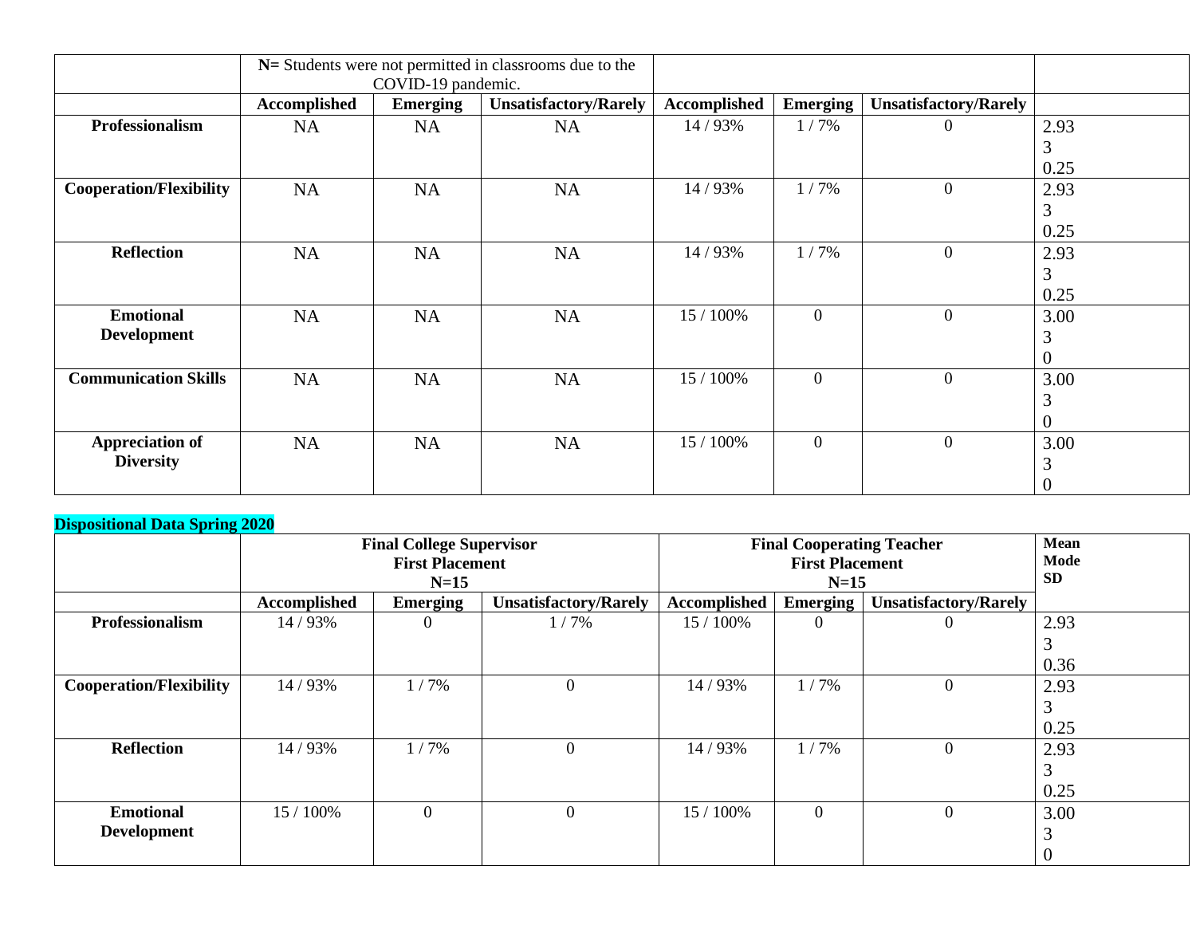| | N= Students were not permitted in classrooms due to the COVID-19 pandemic. | | | | | | |
|---|---|---|---|---|---|---|---|
| | Accomplished | Emerging | Unsatisfactory/Rarely | Accomplished | Emerging | Unsatisfactory/Rarely | |
| **Professionalism** | NA | NA | NA | 14 / 93% | 1 / 7% | 0 | 2.93<br>3<br>0.25 |
| **Cooperation/Flexibility** | NA | NA | NA | 14 / 93% | 1 / 7% | 0 | 2.93<br>3<br>0.25 |
| **Reflection** | NA | NA | NA | 14 / 93% | 1 / 7% | 0 | 2.93<br>3<br>0.25 |
| **Emotional Development** | NA | NA | NA | 15 / 100% | 0 | 0 | 3.00<br>3<br>0 |
| **Communication Skills** | NA | NA | NA | 15 / 100% | 0 | 0 | 3.00<br>3<br>0 |
| **Appreciation of Diversity** | NA | NA | NA | 15 / 100% | 0 | 0 | 3.00<br>3<br>0 |

**Dispositional Data Spring 2020**

| | Final College Supervisor First Placement N=15 | | | Final Cooperating Teacher First Placement N=15 | | | Mean Mode SD |
|---|---|---|---|---|---|---|---|
| | Accomplished | Emerging | Unsatisfactory/Rarely | Accomplished | Emerging | Unsatisfactory/Rarely | |
| **Professionalism** | 14 / 93% | 0 | 1 / 7% | 15 / 100% | 0 | 0 | 2.93<br>3<br>0.36 |
| **Cooperation/Flexibility** | 14 / 93% | 1 / 7% | 0 | 14 / 93% | 1 / 7% | 0 | 2.93<br>3<br>0.25 |
| **Reflection** | 14 / 93% | 1 / 7% | 0 | 14 / 93% | 1 / 7% | 0 | 2.93<br>3<br>0.25 |
| **Emotional Development** | 15 / 100% | 0 | 0 | 15 / 100% | 0 | 0 | 3.00<br>3<br>0 |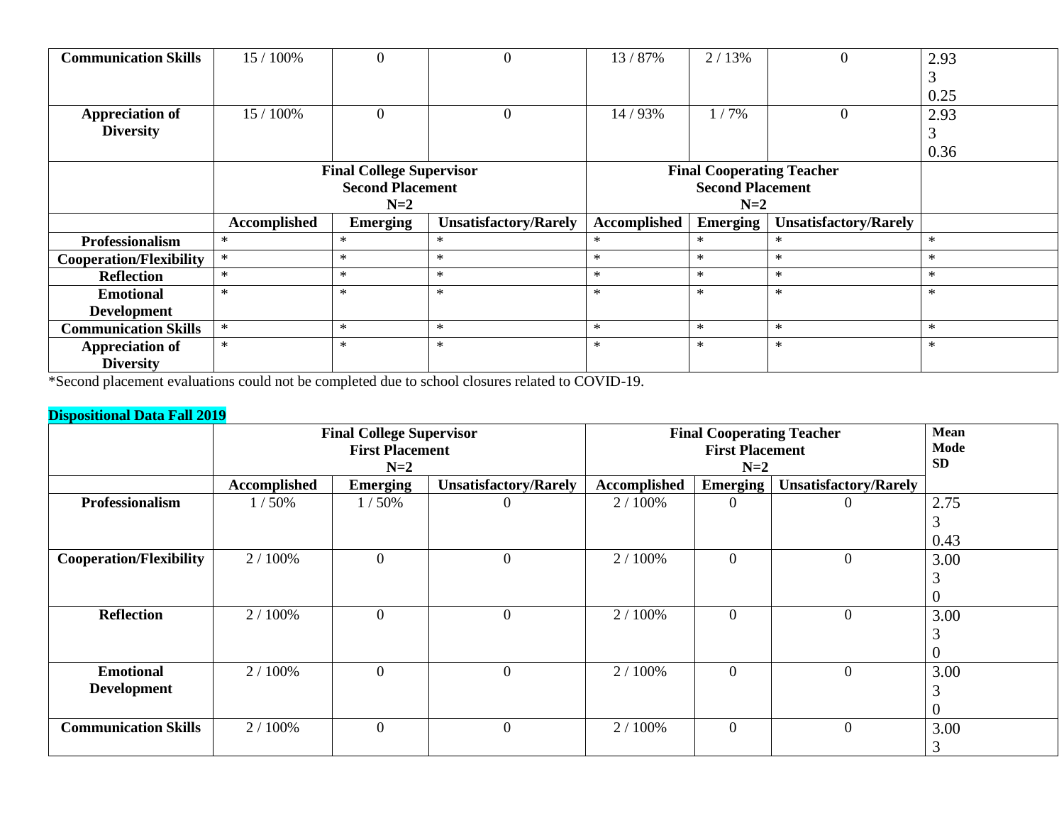| | | | | | | | |
|---|---|---|---|---|---|---|---|
| **Communication Skills** | 15 / 100% | 0 | 0 | 13 / 87% | 2 / 13% | 0 | 2.93<br>3<br>0.25 |
| **Appreciation of Diversity** | 15 / 100% | 0 | 0 | 14 / 93% | 1 / 7% | 0 | 2.93<br>3<br>0.36 |
| | **Final College Supervisor Second Placement N=2** | | | **Final Cooperating Teacher Second Placement N=2** | | | |
| | **Accomplished** | **Emerging** | **Unsatisfactory/Rarely** | **Accomplished** | **Emerging** | **Unsatisfactory/Rarely** | |
| **Professionalism** | * | * | * | * | * | * | * |
| **Cooperation/Flexibility** | * | * | * | * | * | * | * |
| **Reflection** | * | * | * | * | * | * | * |
| **Emotional Development** | * | * | * | * | * | * | * |
| **Communication Skills** | * | * | * | * | * | * | * |
| **Appreciation of Diversity** | * | * | * | * | * | * | * |

*Second placement evaluations could not be completed due to school closures related to COVID-19.

**Dispositional Data Fall 2019**

| | **Final College Supervisor First Placement N=2** | | | **Final Cooperating Teacher First Placement N=2** | | | **Mean Mode SD** |
|---|---|---|---|---|---|---|---|
| | **Accomplished** | **Emerging** | **Unsatisfactory/Rarely** | **Accomplished** | **Emerging** | **Unsatisfactory/Rarely** | |
| **Professionalism** | 1 / 50% | 1 / 50% | 0 | 2 / 100% | 0 | 0 | 2.75<br>3<br>0.43 |
| **Cooperation/Flexibility** | 2 / 100% | 0 | 0 | 2 / 100% | 0 | 0 | 3.00<br>3<br>0 |
| **Reflection** | 2 / 100% | 0 | 0 | 2 / 100% | 0 | 0 | 3.00<br>3<br>0 |
| **Emotional Development** | 2 / 100% | 0 | 0 | 2 / 100% | 0 | 0 | 3.00<br>3<br>0 |
| **Communication Skills** | 2 / 100% | 0 | 0 | 2 / 100% | 0 | 0 | 3.00<br>3 |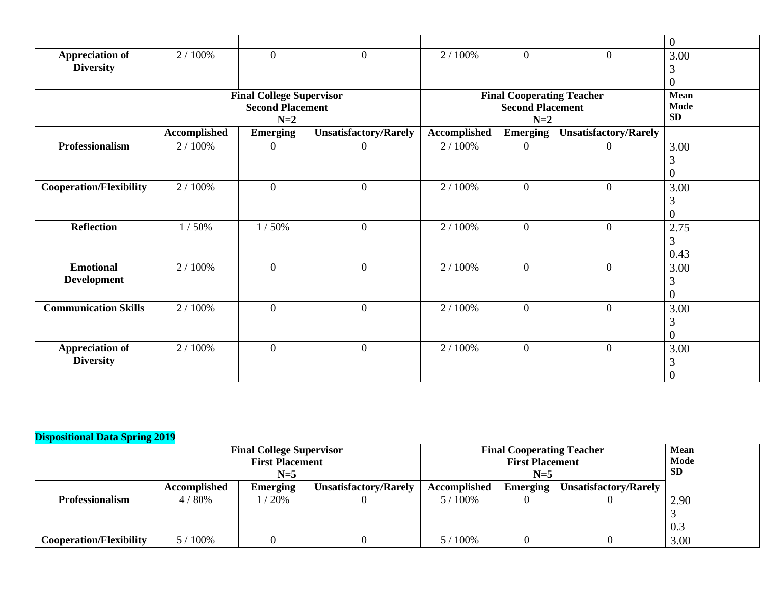| | | | | | | | |
|---|---|---|---|---|---|---|---|
| | | | | | | | 0 |
| **Appreciation of Diversity** | 2 / 100% | 0 | 0 | 2 / 100% | 0 | 0 | 3.00<br>3<br>0 |
| | **Final College Supervisor Second Placement N=2** | | | **Final Cooperating Teacher Second Placement N=2** | | | **Mean Mode SD** |
| | **Accomplished** | **Emerging** | **Unsatisfactory/Rarely** | **Accomplished** | **Emerging** | **Unsatisfactory/Rarely** | |
| **Professionalism** | 2 / 100% | 0 | 0 | 2 / 100% | 0 | 0 | 3.00<br>3<br>0 |
| **Cooperation/Flexibility** | 2 / 100% | 0 | 0 | 2 / 100% | 0 | 0 | 3.00<br>3<br>0 |
| **Reflection** | 1 / 50% | 1 / 50% | 0 | 2 / 100% | 0 | 0 | 2.75<br>3<br>0.43 |
| **Emotional Development** | 2 / 100% | 0 | 0 | 2 / 100% | 0 | 0 | 3.00<br>3<br>0 |
| **Communication Skills** | 2 / 100% | 0 | 0 | 2 / 100% | 0 | 0 | 3.00<br>3<br>0 |
| **Appreciation of Diversity** | 2 / 100% | 0 | 0 | 2 / 100% | 0 | 0 | 3.00<br>3<br>0 |

**Dispositional Data Spring 2019**

| | **Final College Supervisor First Placement N=5** | | | **Final Cooperating Teacher First Placement N=5** | | | **Mean Mode SD** |
|---|---|---|---|---|---|---|---|
| | **Accomplished** | **Emerging** | **Unsatisfactory/Rarely** | **Accomplished** | **Emerging** | **Unsatisfactory/Rarely** | |
| **Professionalism** | 4 / 80% | 1 / 20% | 0 | 5 / 100% | 0 | 0 | 2.90<br>3<br>0.3 |
| **Cooperation/Flexibility** | 5 / 100% | 0 | 0 | 5 / 100% | 0 | 0 | 3.00 |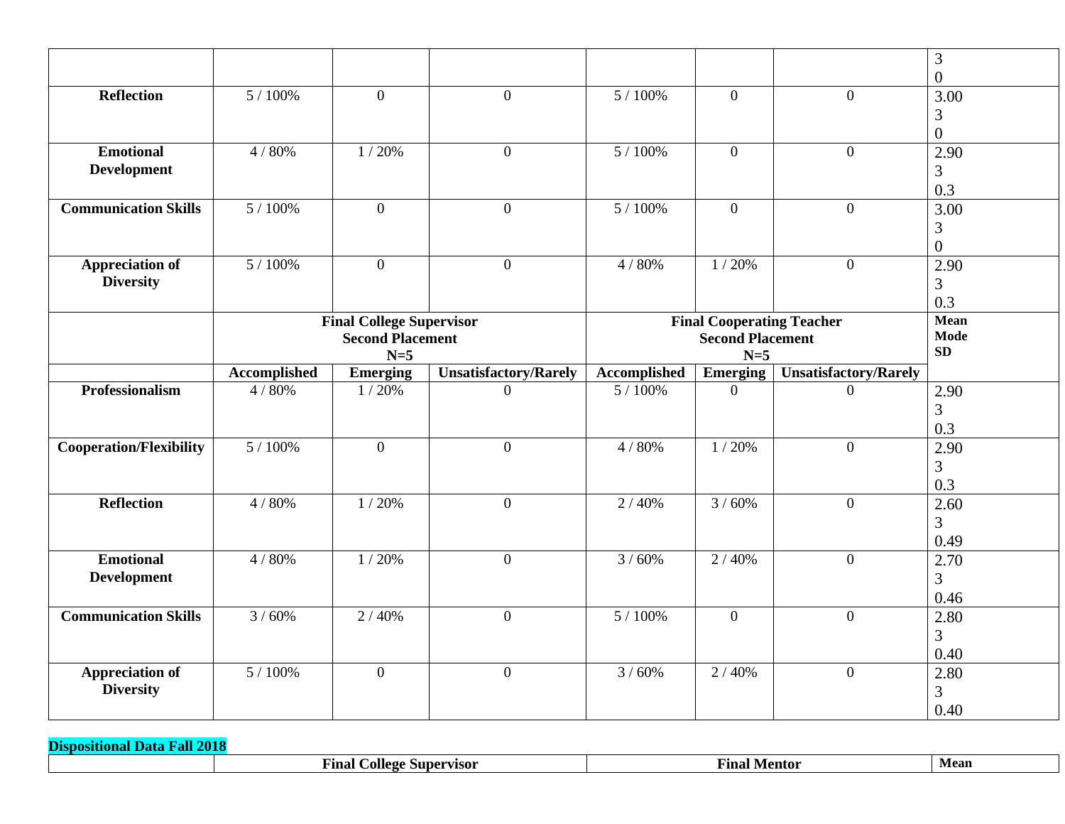| | | | | | | | 3<br>0 |
|---|---|---|---|---|---|---|---|
| **Reflection** | 5 / 100% | 0 | 0 | 5 / 100% | 0 | 0 | 3.00<br>3<br>0 |
| **Emotional Development** | 4 / 80% | 1 / 20% | 0 | 5 / 100% | 0 | 0 | 2.90<br>3<br>0.3 |
| **Communication Skills** | 5 / 100% | 0 | 0 | 5 / 100% | 0 | 0 | 3.00<br>3<br>0 |
| **Appreciation of Diversity** | 5 / 100% | 0 | 0 | 4 / 80% | 1 / 20% | 0 | 2.90<br>3<br>0.3 |
| | **Final College Supervisor Second Placement N=5** | | | **Final Cooperating Teacher Second Placement N=5** | | | **Mean Mode SD** |
| | **Accomplished** | **Emerging** | **Unsatisfactory/Rarely** | **Accomplished** | **Emerging** | **Unsatisfactory/Rarely** | |
| **Professionalism** | 4 / 80% | 1 / 20% | 0 | 5 / 100% | 0 | 0 | 2.90<br>3<br>0.3 |
| **Cooperation/Flexibility** | 5 / 100% | 0 | 0 | 4 / 80% | 1 / 20% | 0 | 2.90<br>3<br>0.3 |
| **Reflection** | 4 / 80% | 1 / 20% | 0 | 2 / 40% | 3 / 60% | 0 | 2.60<br>3<br>0.49 |
| **Emotional Development** | 4 / 80% | 1 / 20% | 0 | 3 / 60% | 2 / 40% | 0 | 2.70<br>3<br>0.46 |
| **Communication Skills** | 3 / 60% | 2 / 40% | 0 | 5 / 100% | 0 | 0 | 2.80<br>3<br>0.40 |
| **Appreciation of Diversity** | 5 / 100% | 0 | 0 | 3 / 60% | 2 / 40% | 0 | 2.80<br>3<br>0.40 |

**Dispositional Data Fall 2018**

| | **Final College Supervisor** | **Final Mentor** | **Mean** |
|---|---|---|---|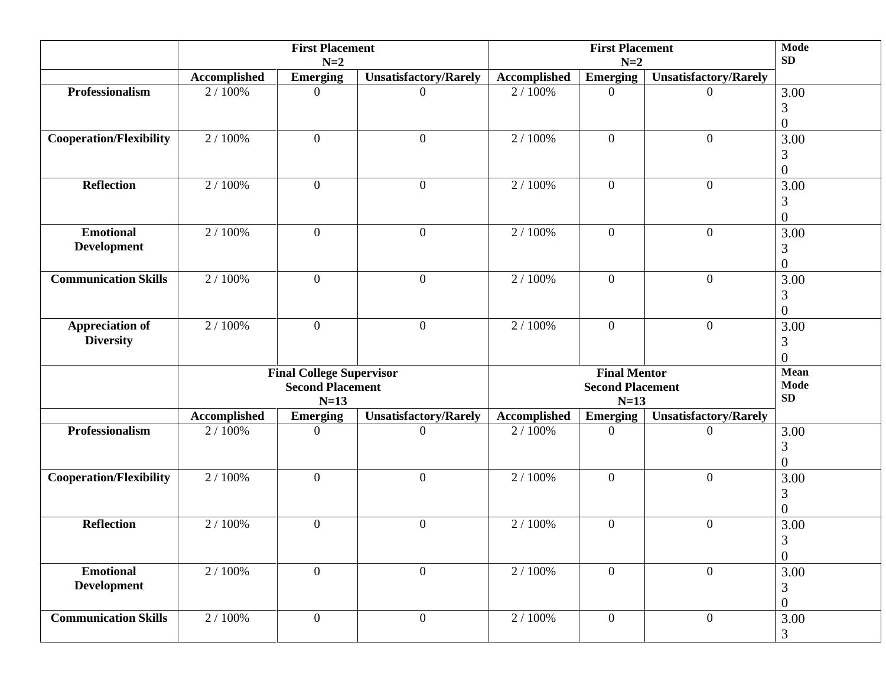| | First Placement N=2 | | | First Placement N=2 | | | Mode SD |
|---|---|---|---|---|---|---|---|
| | Accomplished | Emerging | Unsatisfactory/Rarely | Accomplished | Emerging | Unsatisfactory/Rarely | |
| **Professionalism** | 2 / 100% | 0 | 0 | 2 / 100% | 0 | 0 | 3.00 3 0 |
| **Cooperation/Flexibility** | 2 / 100% | 0 | 0 | 2 / 100% | 0 | 0 | 3.00 3 0 |
| **Reflection** | 2 / 100% | 0 | 0 | 2 / 100% | 0 | 0 | 3.00 3 0 |
| **Emotional Development** | 2 / 100% | 0 | 0 | 2 / 100% | 0 | 0 | 3.00 3 0 |
| **Communication Skills** | 2 / 100% | 0 | 0 | 2 / 100% | 0 | 0 | 3.00 3 0 |
| **Appreciation of Diversity** | 2 / 100% | 0 | 0 | 2 / 100% | 0 | 0 | 3.00 3 0 |
| | **Final College Supervisor Second Placement N=13** | | | **Final Mentor Second Placement N=13** | | | **Mean Mode SD** |
| | **Accomplished** | **Emerging** | **Unsatisfactory/Rarely** | **Accomplished** | **Emerging** | **Unsatisfactory/Rarely** | |
| **Professionalism** | 2 / 100% | 0 | 0 | 2 / 100% | 0 | 0 | 3.00 3 0 |
| **Cooperation/Flexibility** | 2 / 100% | 0 | 0 | 2 / 100% | 0 | 0 | 3.00 3 0 |
| **Reflection** | 2 / 100% | 0 | 0 | 2 / 100% | 0 | 0 | 3.00 3 0 |
| **Emotional Development** | 2 / 100% | 0 | 0 | 2 / 100% | 0 | 0 | 3.00 3 0 |
| **Communication Skills** | 2 / 100% | 0 | 0 | 2 / 100% | 0 | 0 | 3.00 3 |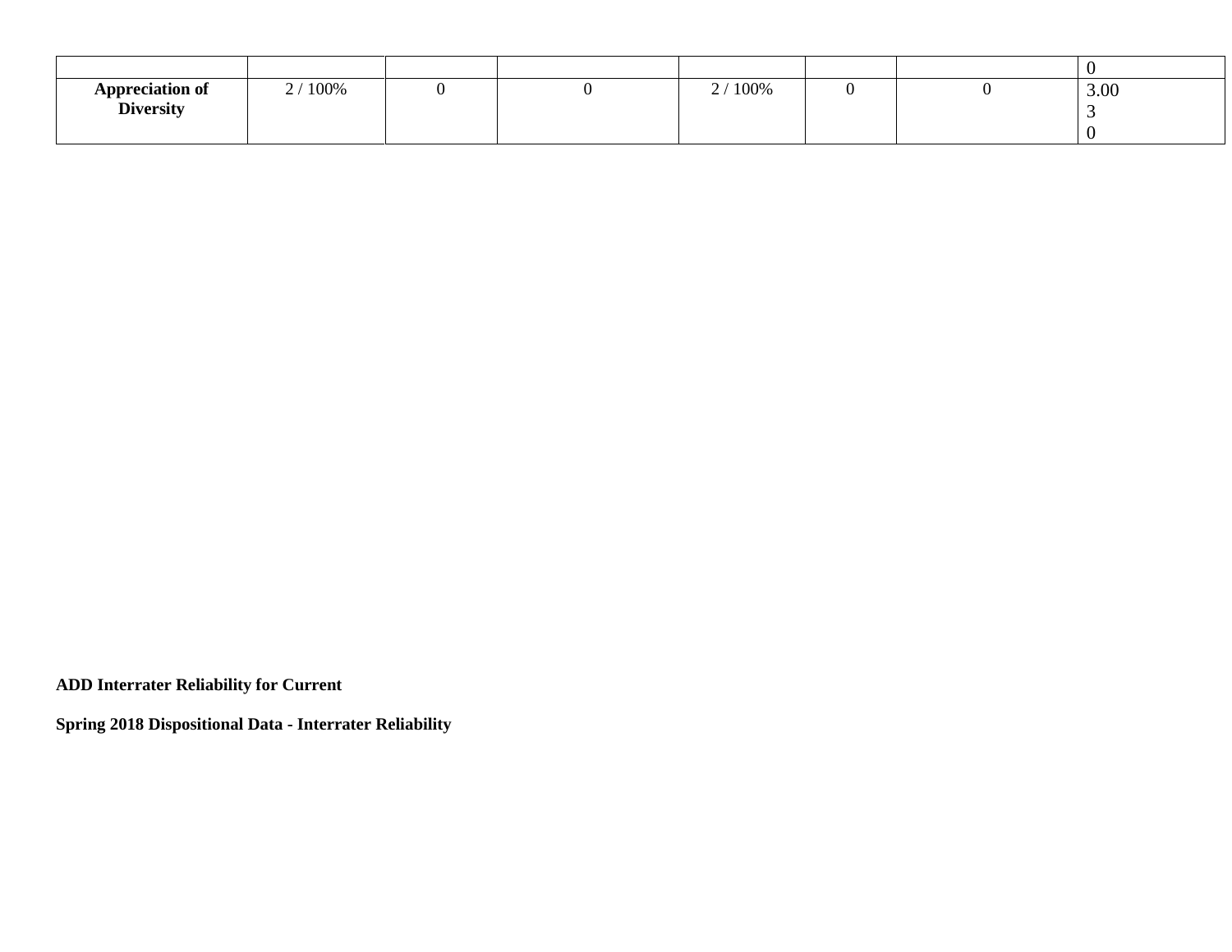| | | | | | | | |
|---|---|---|---|---|---|---|---|
| | | | | | | | 0 |
| **Appreciation of Diversity** | 2 / 100% | 0 | 0 | 2 / 100% | 0 | 0 | 3.00<br>3<br>0 |

**ADD Interrater Reliability for Current**

**Spring 2018 Dispositional Data - Interrater Reliability**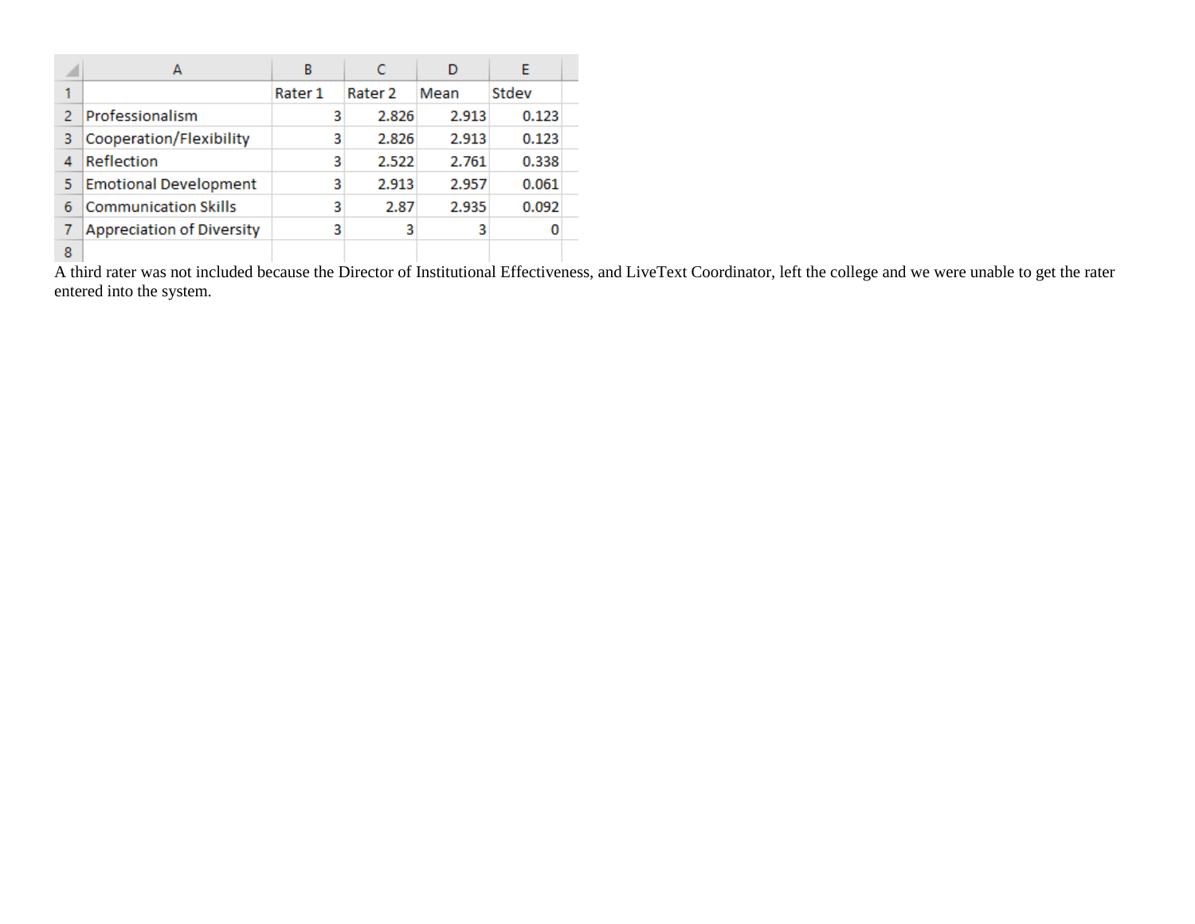| | Rater 1 | Rater 2 | Mean | Stdev |
|---|---|---|---|---|
| Professionalism | 3 | 2.826 | 2.913 | 0.123 |
| Cooperation/Flexibility | 3 | 2.826 | 2.913 | 0.123 |
| Reflection | 3 | 2.522 | 2.761 | 0.338 |
| Emotional Development | 3 | 2.913 | 2.957 | 0.061 |
| Communication Skills | 3 | 2.87 | 2.935 | 0.092 |
| Appreciation of Diversity | 3 | 3 | 3 | 0 |

A third rater was not included because the Director of Institutional Effectiveness, and LiveText Coordinator, left the college and we were unable to get the rater entered into the system.